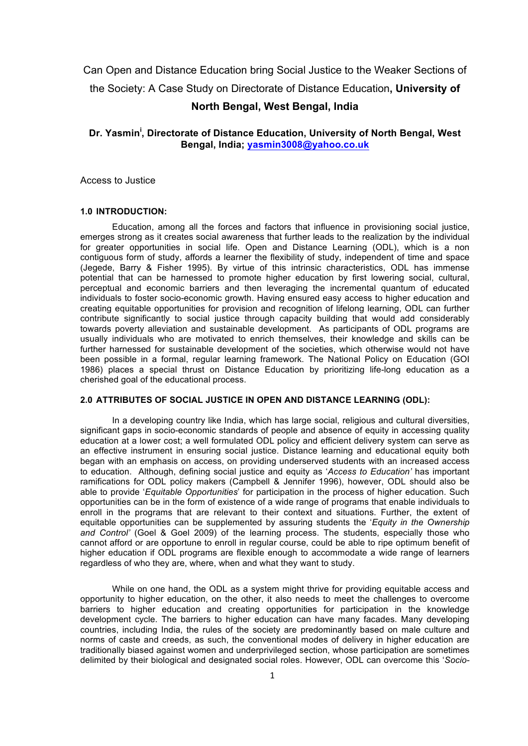# Can Open and Distance Education bring Social Justice to the Weaker Sections of the Society: A Case Study on Directorate of Distance Education, **University of North Bengal, West Bengal, India**

**Dr. Yasmin[i], Directorate of Distance Education, University of North Bengal, West Bengal, India; yasmin3008@yahoo.co.uk**

Access to Justice

## 1.0 INTRODUCTION:

Education, among all the forces and factors that influence in provisioning social justice, emerges strong as it creates social awareness that further leads to the realization by the individual for greater opportunities in social life. Open and Distance Learning (ODL), which is a non contiguous form of study, affords a learner the flexibility of study, independent of time and space (Jegede, Barry & Fisher 1995). By virtue of this intrinsic characteristics, ODL has immense potential that can be harnessed to promote higher education by first lowering social, cultural, perceptual and economic barriers and then leveraging the incremental quantum of educated individuals to foster socio-economic growth. Having ensured easy access to higher education and creating equitable opportunities for provision and recognition of lifelong learning, ODL can further contribute significantly to social justice through capacity building that would add considerably towards poverty alleviation and sustainable development. As participants of ODL programs are usually individuals who are motivated to enrich themselves, their knowledge and skills can be further harnessed for sustainable development of the societies, which otherwise would not have been possible in a formal, regular learning framework. The National Policy on Education (GOI 1986) places a special thrust on Distance Education by prioritizing life-long education as a cherished goal of the educational process.

## 2.0 ATTRIBUTES OF SOCIAL JUSTICE IN OPEN AND DISTANCE LEARNING (ODL):

In a developing country like India, which has large social, religious and cultural diversities, significant gaps in socio-economic standards of people and absence of equity in accessing quality education at a lower cost; a well formulated ODL policy and efficient delivery system can serve as an effective instrument in ensuring social justice. Distance learning and educational equity both began with an emphasis on access, on providing underserved students with an increased access to education. Although, defining social justice and equity as '*Access to Education'* has important ramifications for ODL policy makers (Campbell & Jennifer 1996), however, ODL should also be able to provide '*Equitable Opportunities*' for participation in the process of higher education. Such opportunities can be in the form of existence of a wide range of programs that enable individuals to enroll in the programs that are relevant to their context and situations. Further, the extent of equitable opportunities can be supplemented by assuring students the '*Equity in the Ownership and Control'* (Goel & Goel 2009) of the learning process. The students, especially those who cannot afford or are opportune to enroll in regular course, could be able to ripe optimum benefit of higher education if ODL programs are flexible enough to accommodate a wide range of learners regardless of who they are, where, when and what they want to study.

While on one hand, the ODL as a system might thrive for providing equitable access and opportunity to higher education, on the other, it also needs to meet the challenges to overcome barriers to higher education and creating opportunities for participation in the knowledge development cycle. The barriers to higher education can have many facades. Many developing countries, including India, the rules of the society are predominantly based on male culture and norms of caste and creeds, as such, the conventional modes of delivery in higher education are traditionally biased against women and underprivileged section, whose participation are sometimes delimited by their biological and designated social roles. However, ODL can overcome this '*Socio-*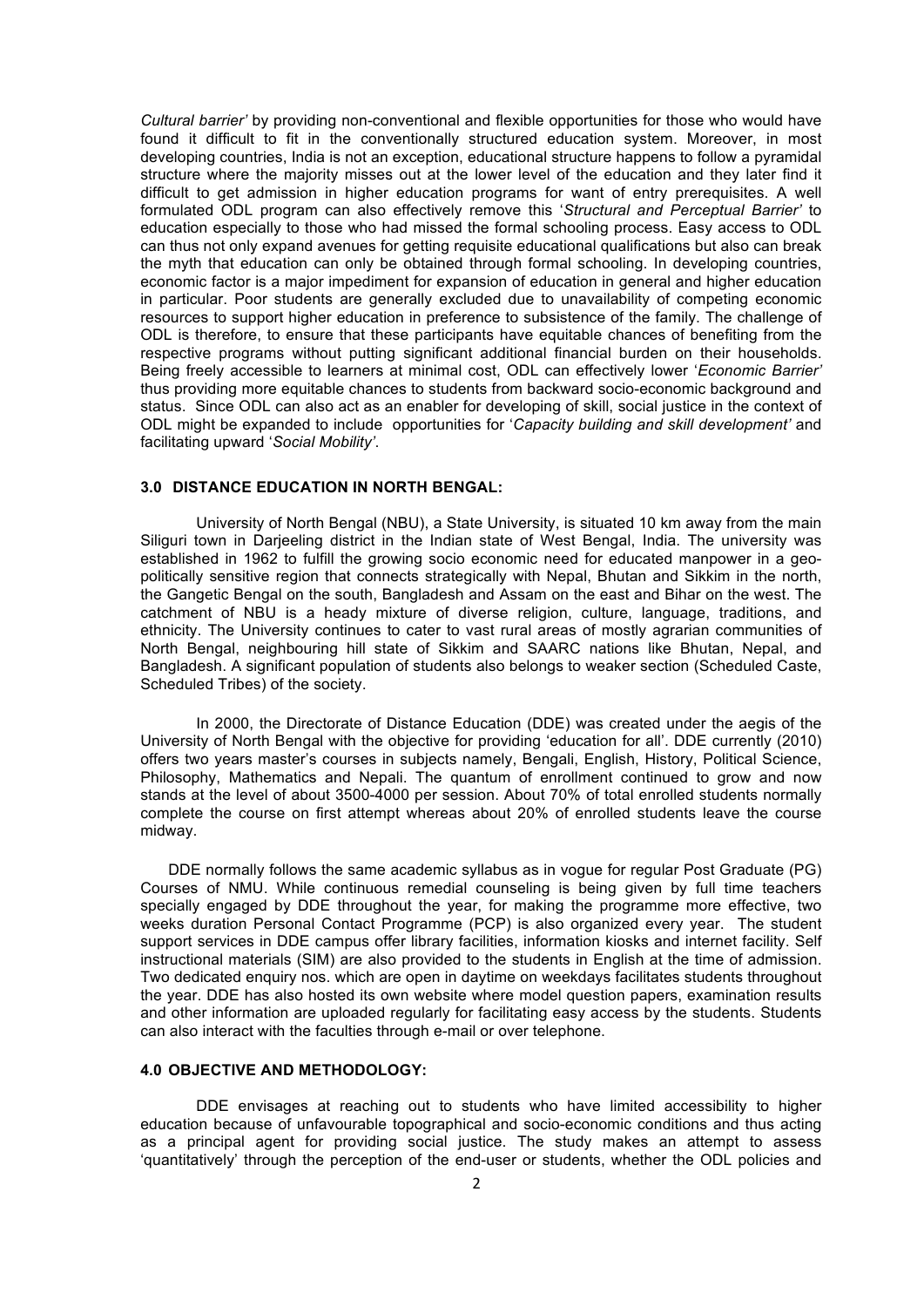*Cultural barrier'* by providing non-conventional and flexible opportunities for those who would have found it difficult to fit in the conventionally structured education system. Moreover, in most developing countries, India is not an exception, educational structure happens to follow a pyramidal structure where the majority misses out at the lower level of the education and they later find it difficult to get admission in higher education programs for want of entry prerequisites. A well formulated ODL program can also effectively remove this '*Structural and Perceptual Barrier'* to education especially to those who had missed the formal schooling process. Easy access to ODL can thus not only expand avenues for getting requisite educational qualifications but also can break the myth that education can only be obtained through formal schooling. In developing countries, economic factor is a major impediment for expansion of education in general and higher education in particular. Poor students are generally excluded due to unavailability of competing economic resources to support higher education in preference to subsistence of the family. The challenge of ODL is therefore, to ensure that these participants have equitable chances of benefiting from the respective programs without putting significant additional financial burden on their households. Being freely accessible to learners at minimal cost, ODL can effectively lower '*Economic Barrier'* thus providing more equitable chances to students from backward socio-economic background and status. Since ODL can also act as an enabler for developing of skill, social justice in the context of ODL might be expanded to include opportunities for '*Capacity building and skill development'* and facilitating upward '*Social Mobility'*.

### 3.0 DISTANCE EDUCATION IN NORTH BENGAL:

University of North Bengal (NBU), a State University, is situated 10 km away from the main Siliguri town in Darjeeling district in the Indian state of West Bengal, India. The university was established in 1962 to fulfill the growing socio economic need for educated manpower in a geo-politically sensitive region that connects strategically with Nepal, Bhutan and Sikkim in the north, the Gangetic Bengal on the south, Bangladesh and Assam on the east and Bihar on the west. The catchment of NBU is a heady mixture of diverse religion, culture, language, traditions, and ethnicity. The University continues to cater to vast rural areas of mostly agrarian communities of North Bengal, neighbouring hill state of Sikkim and SAARC nations like Bhutan, Nepal, and Bangladesh. A significant population of students also belongs to weaker section (Scheduled Caste, Scheduled Tribes) of the society.

In 2000, the Directorate of Distance Education (DDE) was created under the aegis of the University of North Bengal with the objective for providing 'education for all'. DDE currently (2010) offers two years master's courses in subjects namely, Bengali, English, History, Political Science, Philosophy, Mathematics and Nepali. The quantum of enrollment continued to grow and now stands at the level of about 3500-4000 per session. About 70% of total enrolled students normally complete the course on first attempt whereas about 20% of enrolled students leave the course midway.

DDE normally follows the same academic syllabus as in vogue for regular Post Graduate (PG) Courses of NMU. While continuous remedial counseling is being given by full time teachers specially engaged by DDE throughout the year, for making the programme more effective, two weeks duration Personal Contact Programme (PCP) is also organized every year. The student support services in DDE campus offer library facilities, information kiosks and internet facility. Self instructional materials (SIM) are also provided to the students in English at the time of admission. Two dedicated enquiry nos. which are open in daytime on weekdays facilitates students throughout the year. DDE has also hosted its own website where model question papers, examination results and other information are uploaded regularly for facilitating easy access by the students. Students can also interact with the faculties through e-mail or over telephone.

### 4.0 OBJECTIVE AND METHODOLOGY:

DDE envisages at reaching out to students who have limited accessibility to higher education because of unfavourable topographical and socio-economic conditions and thus acting as a principal agent for providing social justice. The study makes an attempt to assess 'quantitatively' through the perception of the end-user or students, whether the ODL policies and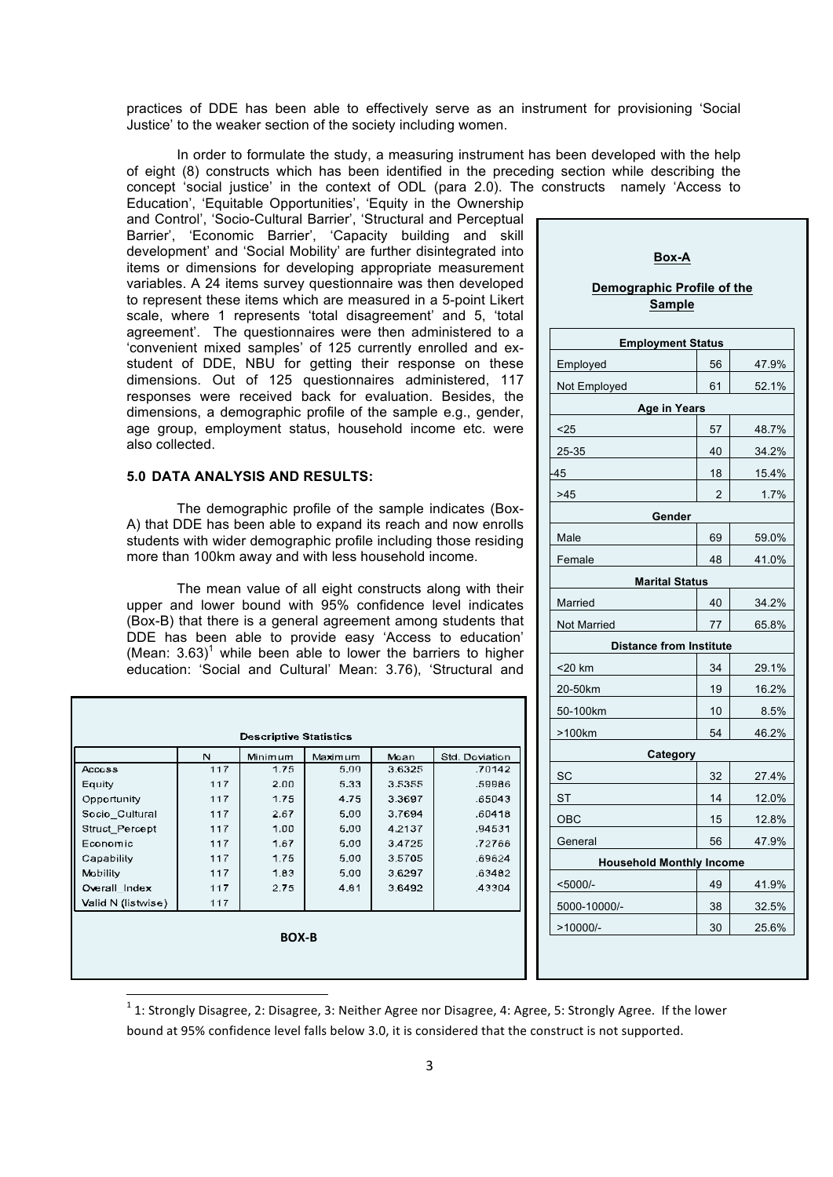practices of DDE has been able to effectively serve as an instrument for provisioning 'Social Justice' to the weaker section of the society including women.

In order to formulate the study, a measuring instrument has been developed with the help of eight (8) constructs which has been identified in the preceding section while describing the concept 'social justice' in the context of ODL (para 2.0). The constructs namely 'Access to Education', 'Equitable Opportunities', 'Equity in the Ownership and Control', 'Socio-Cultural Barrier', 'Structural and Perceptual Barrier', 'Economic Barrier', 'Capacity building and skill development' and 'Social Mobility' are further disintegrated into items or dimensions for developing appropriate measurement variables. A 24 items survey questionnaire was then developed to represent these items which are measured in a 5-point Likert scale, where 1 represents 'total disagreement' and 5, 'total agreement'. The questionnaires were then administered to a 'convenient mixed samples' of 125 currently enrolled and ex-student of DDE, NBU for getting their response on these dimensions. Out of 125 questionnaires administered, 117 responses were received back for evaluation. Besides, the dimensions, a demographic profile of the sample e.g., gender, age group, employment status, household income etc. were also collected.

## 5.0 DATA ANALYSIS AND RESULTS:

The demographic profile of the sample indicates (Box-A) that DDE has been able to expand its reach and now enrolls students with wider demographic profile including those residing more than 100km away and with less household income.

The mean value of all eight constructs along with their upper and lower bound with 95% confidence level indicates (Box-B) that there is a general agreement among students that DDE has been able to provide easy 'Access to education' (Mean: 3.63)[1] while been able to lower the barriers to higher education: 'Social and Cultural' Mean: 3.76), 'Structural and

**Box-A**

**Demographic Profile of the Sample**

| | | |
|---|---|---|
| **Employment Status** | | |
| Employed | 56 | 47.9% |
| Not Employed | 61 | 52.1% |
| **Age in Years** | | |
| <25 | 57 | 48.7% |
| 25-35 | 40 | 34.2% |
| -45 | 18 | 15.4% |
| >45 | 2 | 1.7% |
| **Gender** | | |
| Male | 69 | 59.0% |
| Female | 48 | 41.0% |
| **Marital Status** | | |
| Married | 40 | 34.2% |
| Not Married | 77 | 65.8% |
| **Distance from Institute** | | |
| <20 km | 34 | 29.1% |
| 20-50km | 19 | 16.2% |
| 50-100km | 10 | 8.5% |
| >100km | 54 | 46.2% |
| **Category** | | |
| SC | 32 | 27.4% |
| ST | 14 | 12.0% |
| OBC | 15 | 12.8% |
| General | 56 | 47.9% |
| **Household Monthly Income** | | |
| <5000/- | 49 | 41.9% |
| 5000-10000/- | 38 | 32.5% |
| >10000/- | 30 | 25.6% |

**Descriptive Statistics**

| | N | Minimum | Maximum | Mean | Std. Deviation |
|---|---|---|---|---|---|
| Access | 117 | 1.75 | 5.00 | 3.6325 | .70142 |
| Equity | 117 | 2.00 | 5.33 | 3.5355 | .59986 |
| Opportunity | 117 | 1.75 | 4.75 | 3.3697 | .65043 |
| Socio_Cultural | 117 | 2.67 | 5.00 | 3.7694 | .60418 |
| Struct_Percept | 117 | 1.00 | 5.00 | 4.2137 | .94531 |
| Economic | 117 | 1.67 | 5.00 | 3.4725 | .72766 |
| Capability | 117 | 1.75 | 5.00 | 3.5705 | .69624 |
| Mobility | 117 | 1.83 | 5.00 | 3.6297 | .63482 |
| Overall_Index | 117 | 2.75 | 4.61 | 3.6492 | .43304 |
| Valid N (listwise) | 117 | | | | |

**BOX-B**

[1] 1: Strongly Disagree, 2: Disagree, 3: Neither Agree nor Disagree, 4: Agree, 5: Strongly Agree. If the lower bound at 95% confidence level falls below 3.0, it is considered that the construct is not supported.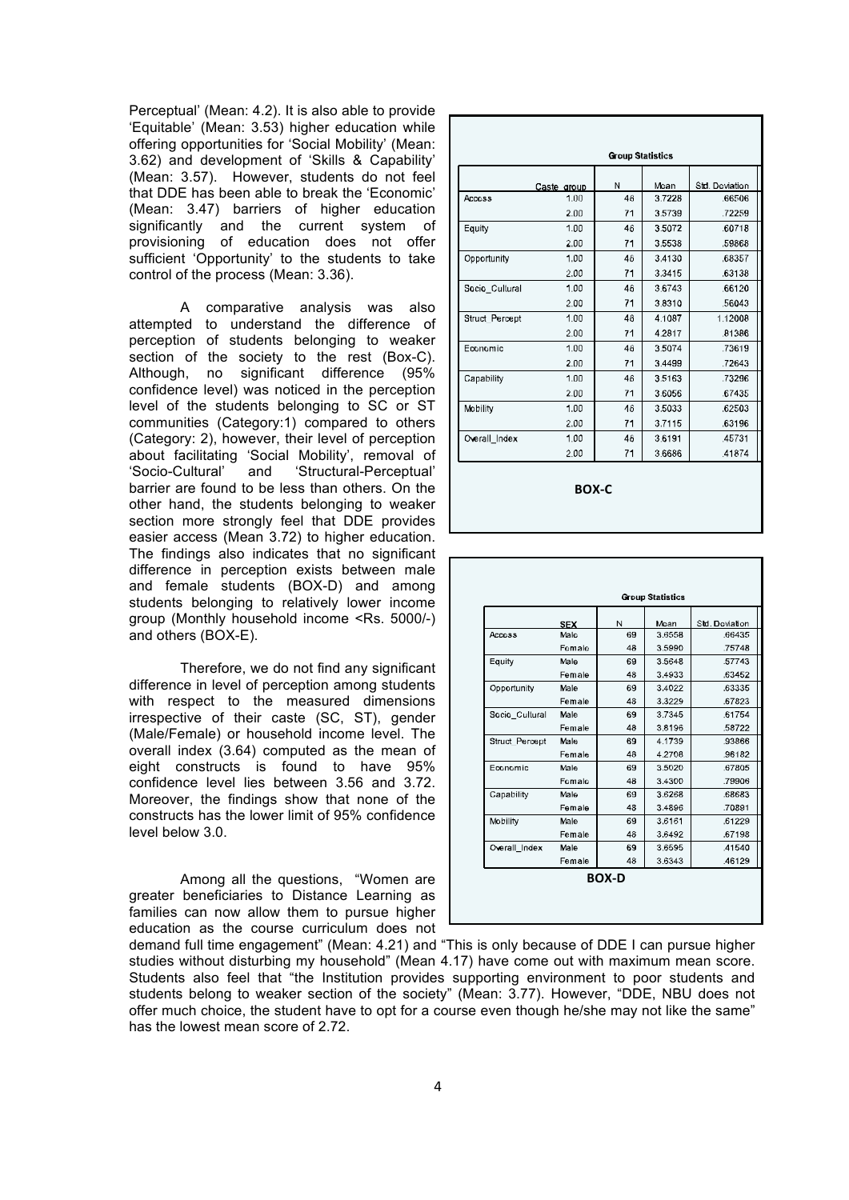Perceptual' (Mean: 4.2). It is also able to provide 'Equitable' (Mean: 3.53) higher education while offering opportunities for 'Social Mobility' (Mean: 3.62) and development of 'Skills & Capability' (Mean: 3.57). However, students do not feel that DDE has been able to break the 'Economic' (Mean: 3.47) barriers of higher education significantly and the current system of provisioning of education does not offer sufficient 'Opportunity' to the students to take control of the process (Mean: 3.36).

A comparative analysis was also attempted to understand the difference of perception of students belonging to weaker section of the society to the rest (Box-C). Although, no significant difference (95% confidence level) was noticed in the perception level of the students belonging to SC or ST communities (Category:1) compared to others (Category: 2), however, their level of perception about facilitating 'Social Mobility', removal of 'Socio-Cultural' and 'Structural-Perceptual' barrier are found to be less than others. On the other hand, the students belonging to weaker section more strongly feel that DDE provides easier access (Mean 3.72) to higher education. The findings also indicates that no significant difference in perception exists between male and female students (BOX-D) and among students belonging to relatively lower income group (Monthly household income <Rs. 5000/-) and others (BOX-E).

Therefore, we do not find any significant difference in level of perception among students with respect to the measured dimensions irrespective of their caste (SC, ST), gender (Male/Female) or household income level. The overall index (3.64) computed as the mean of eight constructs is found to have 95% confidence level lies between 3.56 and 3.72. Moreover, the findings show that none of the constructs has the lower limit of 95% confidence level below 3.0.

**Group Statistics**

| | Caste group | N | Mean | Std. Deviation |
|---|---|---|---|---|
| Access | 1.00 | 46 | 3.7228 | .66506 |
| | 2.00 | 71 | 3.5739 | .72259 |
| Equity | 1.00 | 46 | 3.5072 | .60718 |
| | 2.00 | 71 | 3.5538 | .59868 |
| Opportunity | 1.00 | 46 | 3.4130 | .68357 |
| | 2.00 | 71 | 3.3415 | .63138 |
| Socio_Cultural | 1.00 | 46 | 3.6743 | .66120 |
| | 2.00 | 71 | 3.8310 | .56043 |
| Struct Percept | 1.00 | 46 | 4.1087 | 1.12008 |
| | 2.00 | 71 | 4.2817 | .81386 |
| Economic | 1.00 | 46 | 3.5074 | .73619 |
| | 2.00 | 71 | 3.4499 | .72643 |
| Capability | 1.00 | 46 | 3.5163 | .73296 |
| | 2.00 | 71 | 3.6056 | .67435 |
| Mobility | 1.00 | 46 | 3.5033 | .62503 |
| | 2.00 | 71 | 3.7115 | .63196 |
| Overall_Index | 1.00 | 46 | 3.6191 | .45731 |
| | 2.00 | 71 | 3.6686 | .41874 |

**BOX-C**

**Group Statistics**

| | SEX | N | Mean | Std. Deviation |
|---|---|---|---|---|
| Access | Male | 69 | 3.6558 | .66435 |
| | Female | 48 | 3.5990 | .75748 |
| Equity | Male | 69 | 3.5648 | .57743 |
| | Female | 48 | 3.4933 | .63452 |
| Opportunity | Male | 69 | 3.4022 | .63335 |
| | Female | 48 | 3.3229 | .67823 |
| Socio_Cultural | Male | 69 | 3.7345 | .61754 |
| | Female | 48 | 3.8196 | .58722 |
| Struct Percept | Male | 69 | 4.1739 | .93866 |
| | Female | 48 | 4.2708 | .96182 |
| Economic | Male | 69 | 3.5020 | .67805 |
| | Female | 48 | 3.4300 | .79906 |
| Capability | Male | 69 | 3.6268 | .68683 |
| | Female | 48 | 3.4896 | .70891 |
| Mobility | Male | 69 | 3.6161 | .61229 |
| | Female | 48 | 3.6492 | .67198 |
| Overall_Index | Male | 69 | 3.6595 | .41540 |
| | Female | 48 | 3.6343 | .46129 |

**BOX-D**

Among all the questions, "Women are greater beneficiaries to Distance Learning as families can now allow them to pursue higher education as the course curriculum does not demand full time engagement" (Mean: 4.21) and "This is only because of DDE I can pursue higher studies without disturbing my household" (Mean 4.17) have come out with maximum mean score. Students also feel that "the Institution provides supporting environment to poor students and students belong to weaker section of the society" (Mean: 3.77). However, "DDE, NBU does not offer much choice, the student have to opt for a course even though he/she may not like the same" has the lowest mean score of 2.72.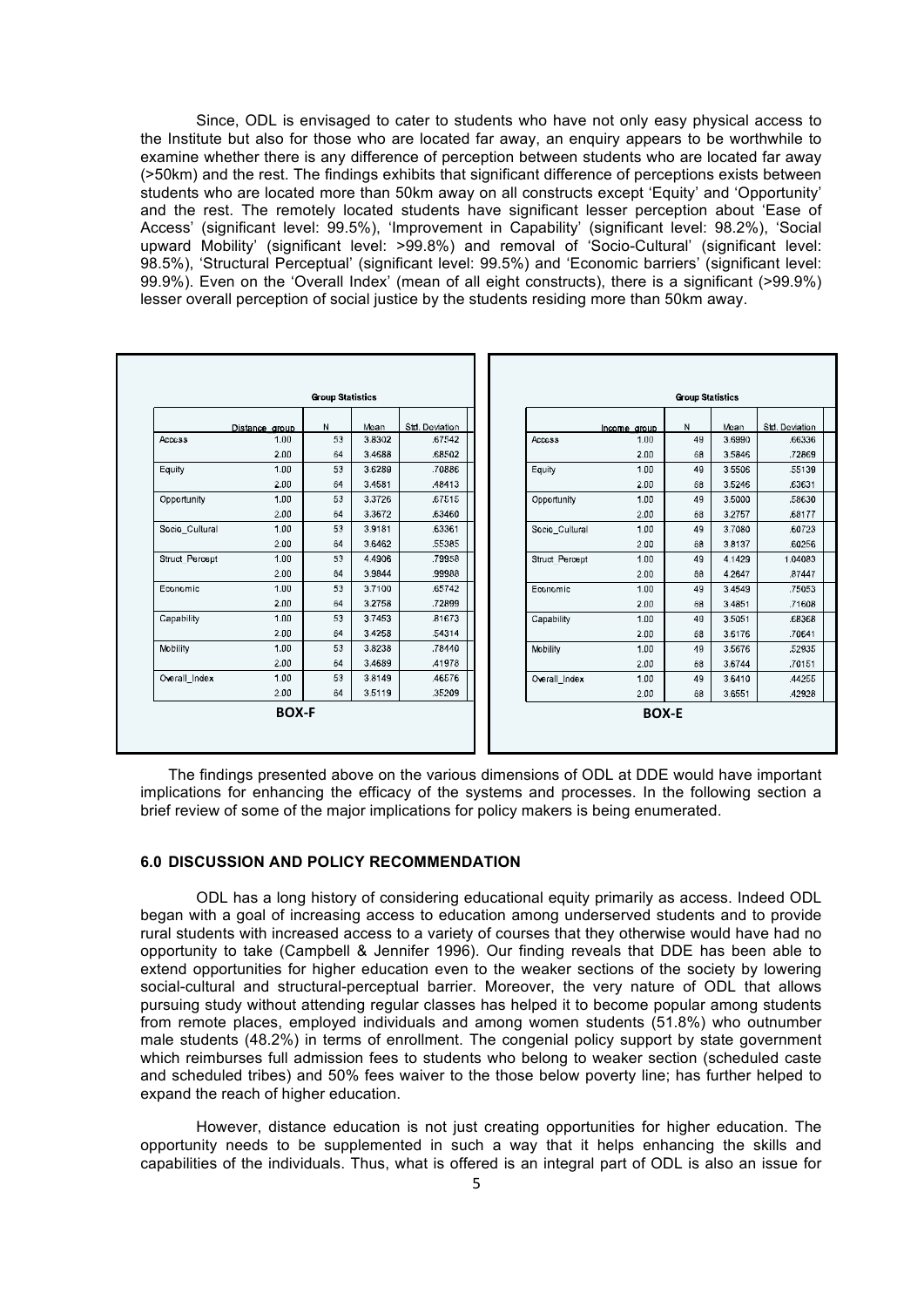Since, ODL is envisaged to cater to students who have not only easy physical access to the Institute but also for those who are located far away, an enquiry appears to be worthwhile to examine whether there is any difference of perception between students who are located far away (>50km) and the rest. The findings exhibits that significant difference of perceptions exists between students who are located more than 50km away on all constructs except 'Equity' and 'Opportunity' and the rest. The remotely located students have significant lesser perception about 'Ease of Access' (significant level: 99.5%), 'Improvement in Capability' (significant level: 98.2%), 'Social upward Mobility' (significant level: >99.8%) and removal of 'Socio-Cultural' (significant level: 98.5%), 'Structural Perceptual' (significant level: 99.5%) and 'Economic barriers' (significant level: 99.9%). Even on the 'Overall Index' (mean of all eight constructs), there is a significant (>99.9%) lesser overall perception of social justice by the students residing more than 50km away.

**Group Statistics**

| | Distance_group | N | Mean | Std. Deviation |
|---|---|---|---|---|
| Access | 1.00 | 53 | 3.8302 | .67542 |
| | 2.00 | 64 | 3.4688 | .68502 |
| Equity | 1.00 | 53 | 3.6289 | .70886 |
| | 2.00 | 64 | 3.4581 | .48413 |
| Opportunity | 1.00 | 53 | 3.3726 | .67515 |
| | 2.00 | 64 | 3.3672 | .63460 |
| Socio_Cultural | 1.00 | 53 | 3.9181 | .63361 |
| | 2.00 | 64 | 3.6462 | .55385 |
| Struct_Percept | 1.00 | 53 | 4.4906 | .79958 |
| | 2.00 | 64 | 3.9844 | .99988 |
| Economic | 1.00 | 53 | 3.7100 | .65742 |
| | 2.00 | 64 | 3.2758 | .72899 |
| Capability | 1.00 | 53 | 3.7453 | .81673 |
| | 2.00 | 64 | 3.4258 | .54314 |
| Mobility | 1.00 | 53 | 3.8238 | .78440 |
| | 2.00 | 64 | 3.4689 | .41978 |
| Overall_Index | 1.00 | 53 | 3.8149 | .46576 |
| | 2.00 | 64 | 3.5119 | .35209 |

**BOX-F**

**Group Statistics**

| | Income_group | N | Mean | Std. Deviation |
|---|---|---|---|---|
| Access | 1.00 | 49 | 3.6990 | .66336 |
| | 2.00 | 68 | 3.5846 | .72869 |
| Equity | 1.00 | 49 | 3.5506 | .55139 |
| | 2.00 | 68 | 3.5246 | .63631 |
| Opportunity | 1.00 | 49 | 3.5000 | .58630 |
| | 2.00 | 68 | 3.2757 | .68177 |
| Socio_Cultural | 1.00 | 49 | 3.7080 | .60723 |
| | 2.00 | 68 | 3.8137 | .60256 |
| Struct_Percept | 1.00 | 49 | 4.1429 | 1.04083 |
| | 2.00 | 68 | 4.2647 | .87447 |
| Economic | 1.00 | 49 | 3.4549 | .75053 |
| | 2.00 | 68 | 3.4851 | .71608 |
| Capability | 1.00 | 49 | 3.5051 | .68368 |
| | 2.00 | 68 | 3.6176 | .70641 |
| Mobility | 1.00 | 49 | 3.5676 | .52935 |
| | 2.00 | 68 | 3.6744 | .70151 |
| Overall_Index | 1.00 | 49 | 3.6410 | .44255 |
| | 2.00 | 68 | 3.6551 | .42928 |

**BOX-E**

The findings presented above on the various dimensions of ODL at DDE would have important implications for enhancing the efficacy of the systems and processes. In the following section a brief review of some of the major implications for policy makers is being enumerated.

### 6.0 DISCUSSION AND POLICY RECOMMENDATION

ODL has a long history of considering educational equity primarily as access. Indeed ODL began with a goal of increasing access to education among underserved students and to provide rural students with increased access to a variety of courses that they otherwise would have had no opportunity to take (Campbell & Jennifer 1996). Our finding reveals that DDE has been able to extend opportunities for higher education even to the weaker sections of the society by lowering social-cultural and structural-perceptual barrier. Moreover, the very nature of ODL that allows pursuing study without attending regular classes has helped it to become popular among students from remote places, employed individuals and among women students (51.8%) who outnumber male students (48.2%) in terms of enrollment. The congenial policy support by state government which reimburses full admission fees to students who belong to weaker section (scheduled caste and scheduled tribes) and 50% fees waiver to the those below poverty line; has further helped to expand the reach of higher education.

However, distance education is not just creating opportunities for higher education. The opportunity needs to be supplemented in such a way that it helps enhancing the skills and capabilities of the individuals. Thus, what is offered is an integral part of ODL is also an issue for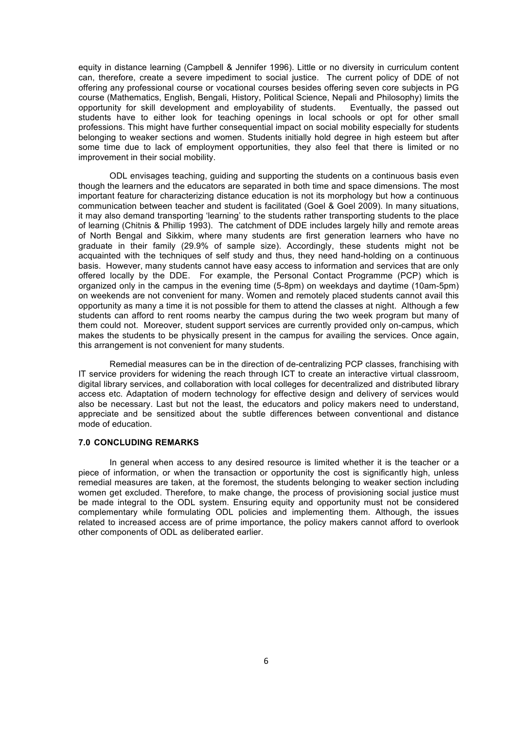equity in distance learning (Campbell & Jennifer 1996). Little or no diversity in curriculum content can, therefore, create a severe impediment to social justice. The current policy of DDE of not offering any professional course or vocational courses besides offering seven core subjects in PG course (Mathematics, English, Bengali, History, Political Science, Nepali and Philosophy) limits the opportunity for skill development and employability of students. Eventually, the passed out students have to either look for teaching openings in local schools or opt for other small professions. This might have further consequential impact on social mobility especially for students belonging to weaker sections and women. Students initially hold degree in high esteem but after some time due to lack of employment opportunities, they also feel that there is limited or no improvement in their social mobility.

ODL envisages teaching, guiding and supporting the students on a continuous basis even though the learners and the educators are separated in both time and space dimensions. The most important feature for characterizing distance education is not its morphology but how a continuous communication between teacher and student is facilitated (Goel & Goel 2009). In many situations, it may also demand transporting 'learning' to the students rather transporting students to the place of learning (Chitnis & Phillip 1993). The catchment of DDE includes largely hilly and remote areas of North Bengal and Sikkim, where many students are first generation learners who have no graduate in their family (29.9% of sample size). Accordingly, these students might not be acquainted with the techniques of self study and thus, they need hand-holding on a continuous basis. However, many students cannot have easy access to information and services that are only offered locally by the DDE. For example, the Personal Contact Programme (PCP) which is organized only in the campus in the evening time (5-8pm) on weekdays and daytime (10am-5pm) on weekends are not convenient for many. Women and remotely placed students cannot avail this opportunity as many a time it is not possible for them to attend the classes at night. Although a few students can afford to rent rooms nearby the campus during the two week program but many of them could not. Moreover, student support services are currently provided only on-campus, which makes the students to be physically present in the campus for availing the services. Once again, this arrangement is not convenient for many students.

Remedial measures can be in the direction of de-centralizing PCP classes, franchising with IT service providers for widening the reach through ICT to create an interactive virtual classroom, digital library services, and collaboration with local colleges for decentralized and distributed library access etc. Adaptation of modern technology for effective design and delivery of services would also be necessary. Last but not the least, the educators and policy makers need to understand, appreciate and be sensitized about the subtle differences between conventional and distance mode of education.

### 7.0 CONCLUDING REMARKS

In general when access to any desired resource is limited whether it is the teacher or a piece of information, or when the transaction or opportunity the cost is significantly high, unless remedial measures are taken, at the foremost, the students belonging to weaker section including women get excluded. Therefore, to make change, the process of provisioning social justice must be made integral to the ODL system. Ensuring equity and opportunity must not be considered complementary while formulating ODL policies and implementing them. Although, the issues related to increased access are of prime importance, the policy makers cannot afford to overlook other components of ODL as deliberated earlier.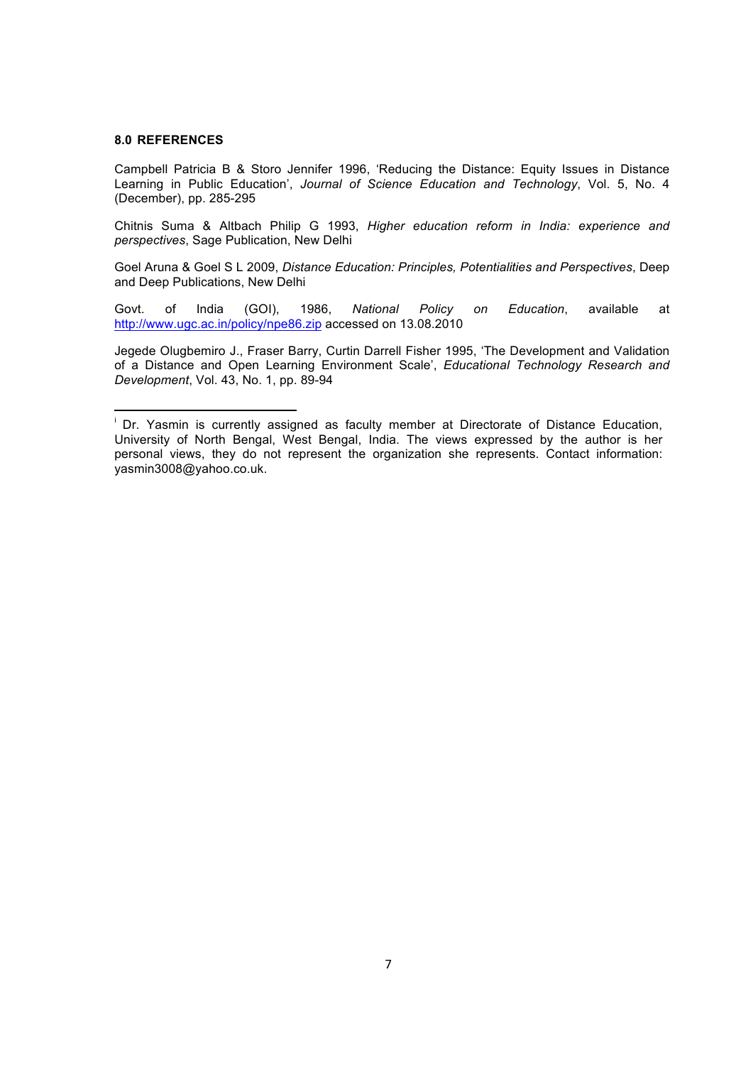## 8.0 REFERENCES

Campbell Patricia B & Storo Jennifer 1996, 'Reducing the Distance: Equity Issues in Distance Learning in Public Education', *Journal of Science Education and Technology*, Vol. 5, No. 4 (December), pp. 285-295

Chitnis Suma & Altbach Philip G 1993, *Higher education reform in India: experience and perspectives*, Sage Publication, New Delhi

Goel Aruna & Goel S L 2009, *Distance Education: Principles, Potentialities and Perspectives*, Deep and Deep Publications, New Delhi

Govt. of India (GOI), 1986, *National Policy on Education*, available at http://www.ugc.ac.in/policy/npe86.zip accessed on 13.08.2010

Jegede Olugbemiro J., Fraser Barry, Curtin Darrell Fisher 1995, 'The Development and Validation of a Distance and Open Learning Environment Scale', *Educational Technology Research and Development*, Vol. 43, No. 1, pp. 89-94

---

[i] Dr. Yasmin is currently assigned as faculty member at Directorate of Distance Education, University of North Bengal, West Bengal, India. The views expressed by the author is her personal views, they do not represent the organization she represents. Contact information: yasmin3008@yahoo.co.uk.